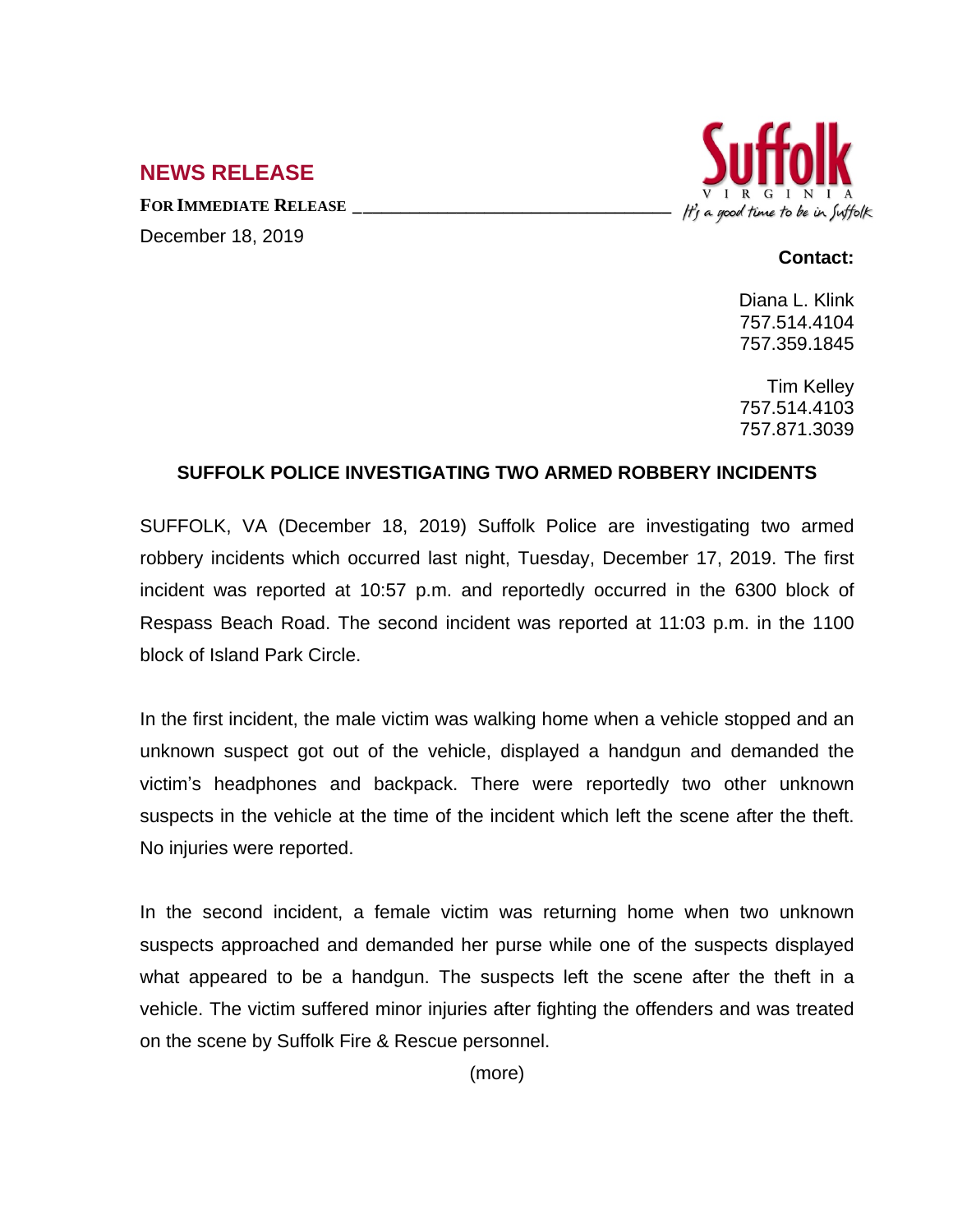## NEWS RELEASE

**FOR IMMEDIATE RELEASE**

December 18, 2019

Suffolk VIRGINIA — It's a good time to be in Suffolk

**Contact:**

Diana L. Klink
757.514.4104
757.359.1845

Tim Kelley
757.514.4103
757.871.3039

### SUFFOLK POLICE INVESTIGATING TWO ARMED ROBBERY INCIDENTS

SUFFOLK, VA (December 18, 2019) Suffolk Police are investigating two armed robbery incidents which occurred last night, Tuesday, December 17, 2019. The first incident was reported at 10:57 p.m. and reportedly occurred in the 6300 block of Respass Beach Road. The second incident was reported at 11:03 p.m. in the 1100 block of Island Park Circle.

In the first incident, the male victim was walking home when a vehicle stopped and an unknown suspect got out of the vehicle, displayed a handgun and demanded the victim's headphones and backpack. There were reportedly two other unknown suspects in the vehicle at the time of the incident which left the scene after the theft. No injuries were reported.

In the second incident, a female victim was returning home when two unknown suspects approached and demanded her purse while one of the suspects displayed what appeared to be a handgun. The suspects left the scene after the theft in a vehicle. The victim suffered minor injuries after fighting the offenders and was treated on the scene by Suffolk Fire & Rescue personnel.

(more)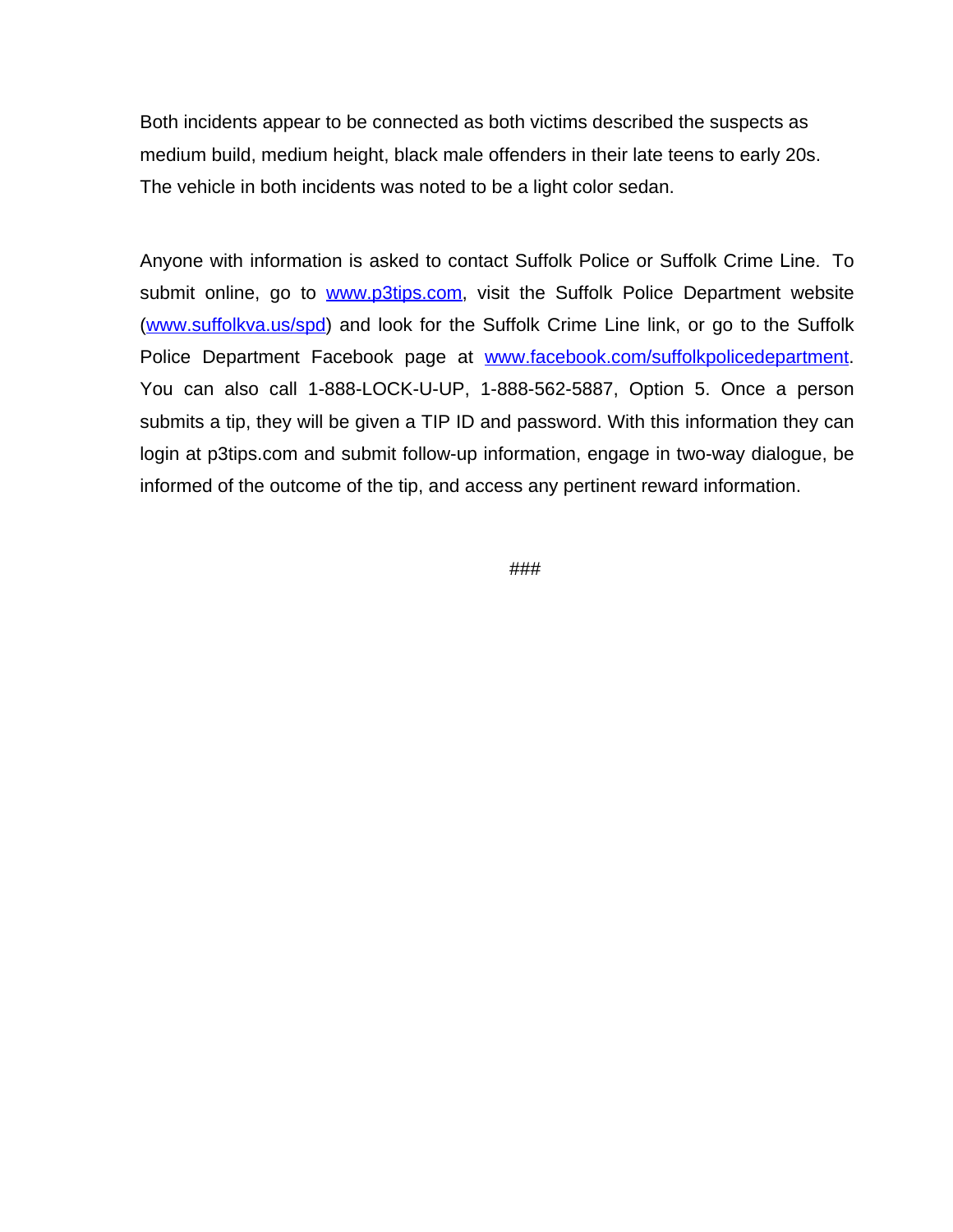Both incidents appear to be connected as both victims described the suspects as medium build, medium height, black male offenders in their late teens to early 20s. The vehicle in both incidents was noted to be a light color sedan.

Anyone with information is asked to contact Suffolk Police or Suffolk Crime Line. To submit online, go to www.p3tips.com, visit the Suffolk Police Department website (www.suffolkva.us/spd) and look for the Suffolk Crime Line link, or go to the Suffolk Police Department Facebook page at www.facebook.com/suffolkpolicedepartment. You can also call 1-888-LOCK-U-UP, 1-888-562-5887, Option 5. Once a person submits a tip, they will be given a TIP ID and password. With this information they can login at p3tips.com and submit follow-up information, engage in two-way dialogue, be informed of the outcome of the tip, and access any pertinent reward information.

###